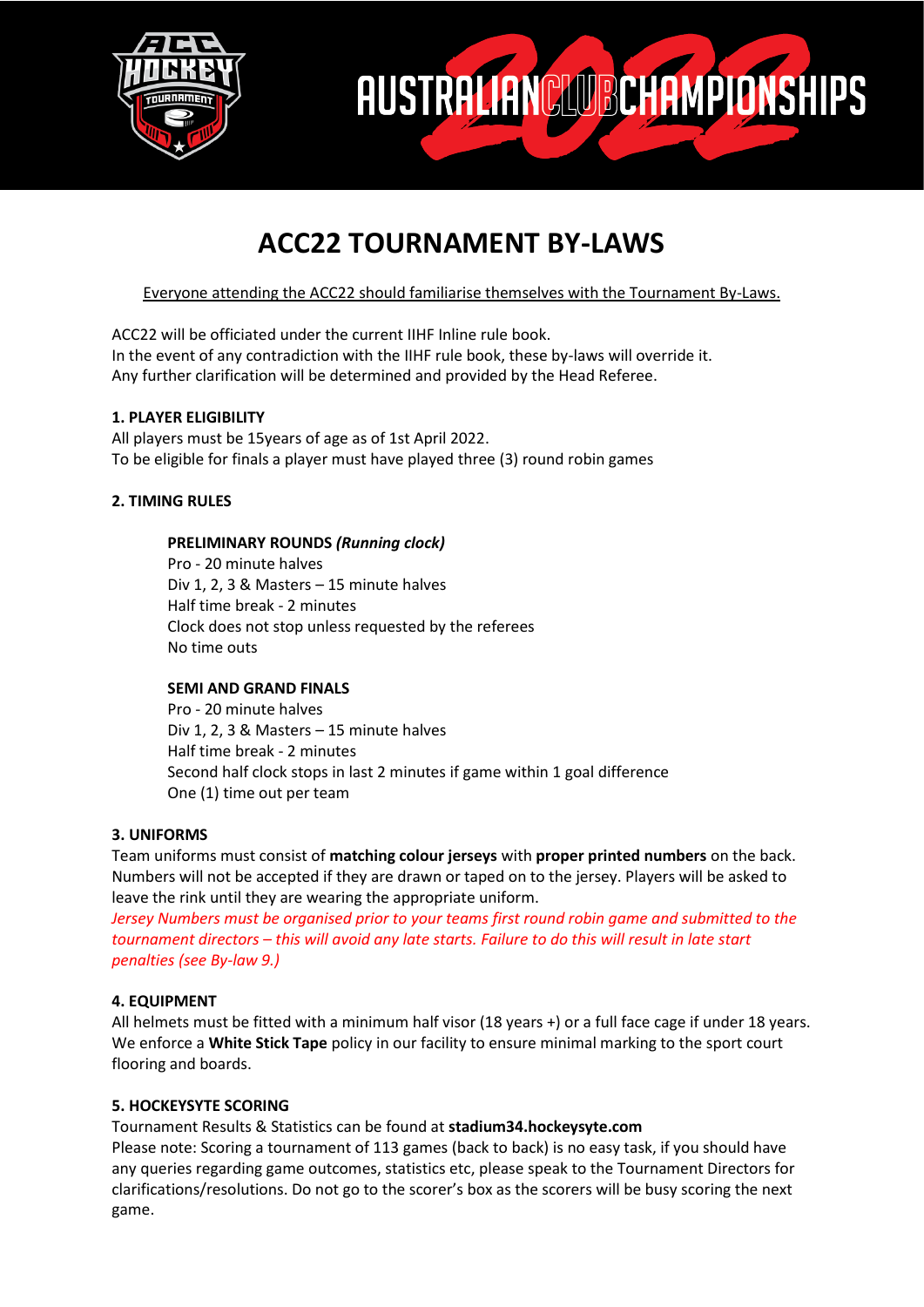# ACC22 TOURNAMENT BY-LAWS

Everyone attending the ACC22 should familiarise themselves with the Tournament By-Laws.

ACC22 will be officiated under the current IIHF Inline rule book.
In the event of any contradiction with the IIHF rule book, these by-laws will override it.
Any further clarification will be determined and provided by the Head Referee.

## 1. PLAYER ELIGIBILITY

All players must be 15years of age as of 1st April 2022.
To be eligible for finals a player must have played three (3) round robin games

## 2. TIMING RULES

### PRELIMINARY ROUNDS *(Running clock)*

Pro - 20 minute halves
Div 1, 2, 3 & Masters – 15 minute halves
Half time break - 2 minutes
Clock does not stop unless requested by the referees
No time outs

### SEMI AND GRAND FINALS

Pro - 20 minute halves
Div 1, 2, 3 & Masters – 15 minute halves
Half time break - 2 minutes
Second half clock stops in last 2 minutes if game within 1 goal difference
One (1) time out per team

## 3. UNIFORMS

Team uniforms must consist of **matching colour jerseys** with **proper printed numbers** on the back. Numbers will not be accepted if they are drawn or taped on to the jersey. Players will be asked to leave the rink until they are wearing the appropriate uniform.
*Jersey Numbers must be organised prior to your teams first round robin game and submitted to the tournament directors – this will avoid any late starts. Failure to do this will result in late start penalties (see By-law 9.)*

## 4. EQUIPMENT

All helmets must be fitted with a minimum half visor (18 years +) or a full face cage if under 18 years.
We enforce a **White Stick Tape** policy in our facility to ensure minimal marking to the sport court flooring and boards.

## 5. HOCKEYSYTE SCORING

Tournament Results & Statistics can be found at **stadium34.hockeysyte.com**
Please note: Scoring a tournament of 113 games (back to back) is no easy task, if you should have any queries regarding game outcomes, statistics etc, please speak to the Tournament Directors for clarifications/resolutions. Do not go to the scorer's box as the scorers will be busy scoring the next game.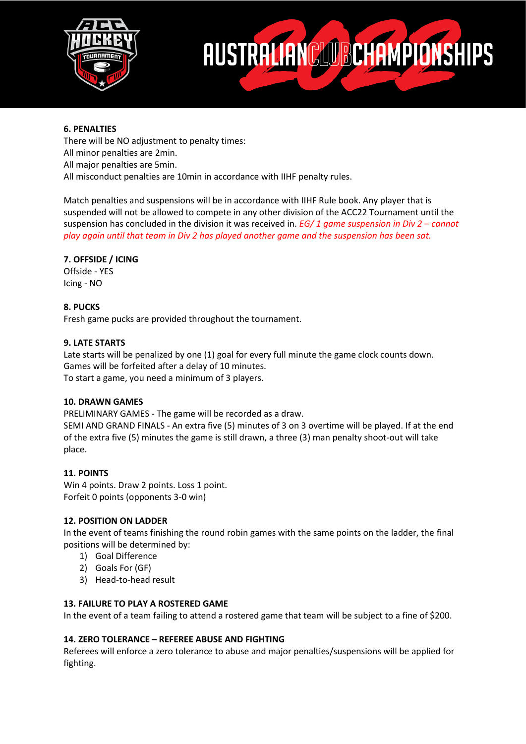**6. PENALTIES**

There will be NO adjustment to penalty times:
All minor penalties are 2min.
All major penalties are 5min.
All misconduct penalties are 10min in accordance with IIHF penalty rules.

Match penalties and suspensions will be in accordance with IIHF Rule book. Any player that is suspended will not be allowed to compete in any other division of the ACC22 Tournament until the suspension has concluded in the division it was received in. *EG/ 1 game suspension in Div 2 – cannot play again until that team in Div 2 has played another game and the suspension has been sat.*

**7. OFFSIDE / ICING**

Offside - YES
Icing - NO

**8. PUCKS**

Fresh game pucks are provided throughout the tournament.

**9. LATE STARTS**

Late starts will be penalized by one (1) goal for every full minute the game clock counts down.
Games will be forfeited after a delay of 10 minutes.
To start a game, you need a minimum of 3 players.

**10. DRAWN GAMES**

PRELIMINARY GAMES - The game will be recorded as a draw.
SEMI AND GRAND FINALS - An extra five (5) minutes of 3 on 3 overtime will be played. If at the end of the extra five (5) minutes the game is still drawn, a three (3) man penalty shoot-out will take place.

**11. POINTS**

Win 4 points. Draw 2 points. Loss 1 point.
Forfeit 0 points (opponents 3-0 win)

**12. POSITION ON LADDER**

In the event of teams finishing the round robin games with the same points on the ladder, the final positions will be determined by:

1) Goal Difference
2) Goals For (GF)
3) Head-to-head result

**13. FAILURE TO PLAY A ROSTERED GAME**

In the event of a team failing to attend a rostered game that team will be subject to a fine of $200.

**14. ZERO TOLERANCE – REFEREE ABUSE AND FIGHTING**

Referees will enforce a zero tolerance to abuse and major penalties/suspensions will be applied for fighting.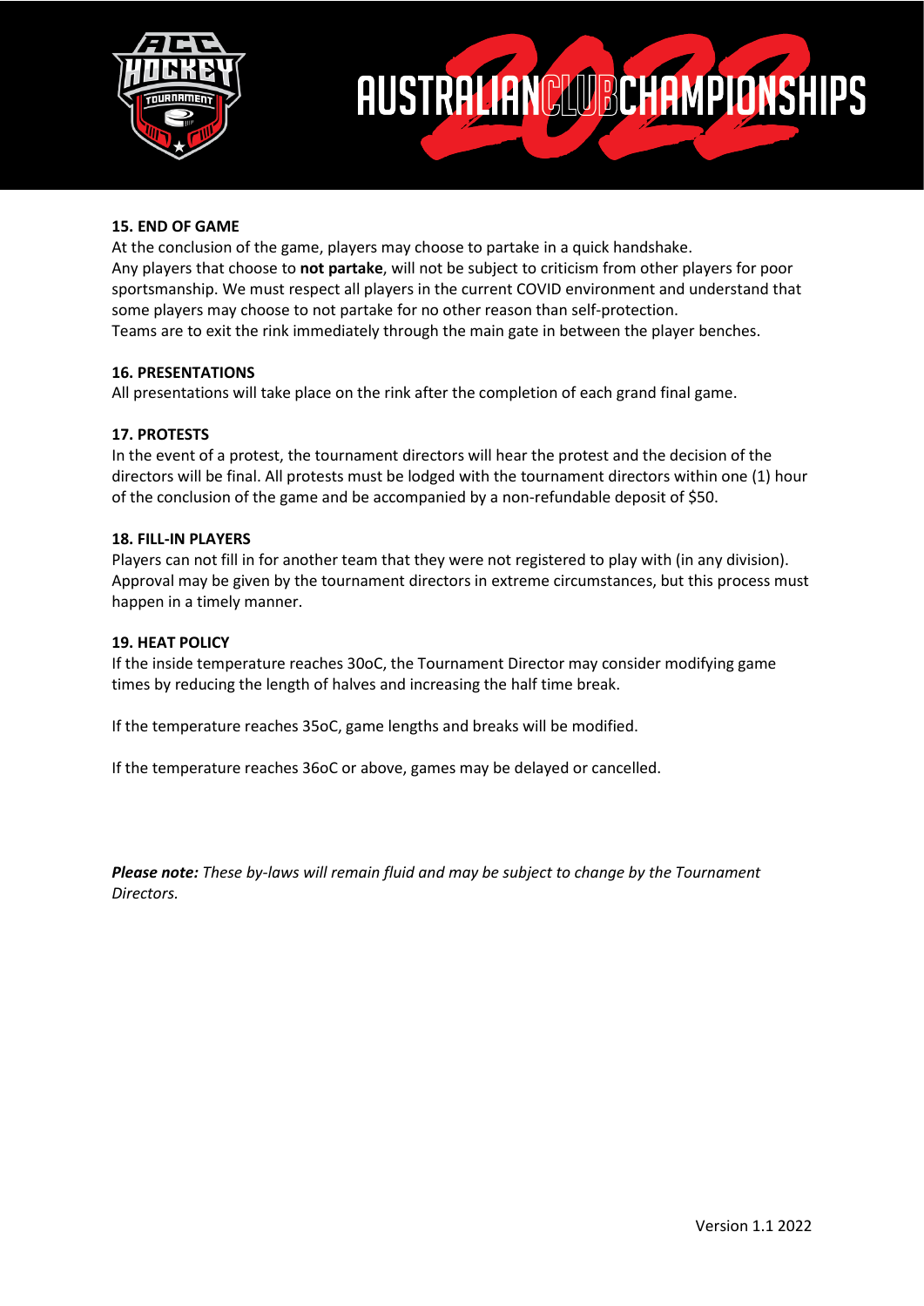**15. END OF GAME**

At the conclusion of the game, players may choose to partake in a quick handshake.
Any players that choose to **not partake**, will not be subject to criticism from other players for poor sportsmanship. We must respect all players in the current COVID environment and understand that some players may choose to not partake for no other reason than self-protection.
Teams are to exit the rink immediately through the main gate in between the player benches.

**16. PRESENTATIONS**

All presentations will take place on the rink after the completion of each grand final game.

**17. PROTESTS**

In the event of a protest, the tournament directors will hear the protest and the decision of the directors will be final. All protests must be lodged with the tournament directors within one (1) hour of the conclusion of the game and be accompanied by a non-refundable deposit of $50.

**18. FILL-IN PLAYERS**

Players can not fill in for another team that they were not registered to play with (in any division). Approval may be given by the tournament directors in extreme circumstances, but this process must happen in a timely manner.

**19. HEAT POLICY**

If the inside temperature reaches 30oC, the Tournament Director may consider modifying game times by reducing the length of halves and increasing the half time break.

If the temperature reaches 35oC, game lengths and breaks will be modified.

If the temperature reaches 36oC or above, games may be delayed or cancelled.

***Please note:*** *These by-laws will remain fluid and may be subject to change by the Tournament Directors.*

Version 1.1 2022